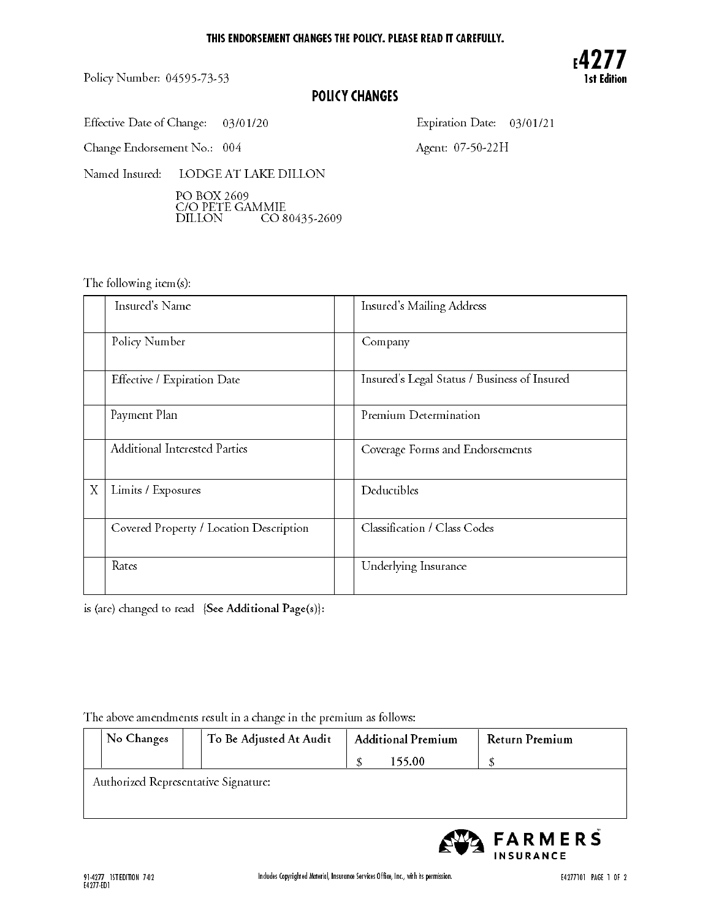**THIS ENDORSEMENT CHANGES THE POLICY. PLEASE READ IT CAREFULLY.**

**E4277**
**1st Edition**

Policy Number: 04595-73-53

## POLICY CHANGES

Effective Date of Change: 03/01/20 Expiration Date: 03/01/21

Change Endorsement No.: 004 Agent: 07-50-22H

Named Insured: LODGE AT LAKE DILLON

PO BOX 2609
C/O PETE GAMMIE
DILLON CO 80435-2609

The following item(s):

| | | | |
|---|---|---|---|
| | Insured's Name | | Insured's Mailing Address |
| | Policy Number | | Company |
| | Effective / Expiration Date | | Insured's Legal Status / Business of Insured |
| | Payment Plan | | Premium Determination |
| | Additional Interested Parties | | Coverage Forms and Endorsements |
| X | Limits / Exposures | | Deductibles |
| | Covered Property / Location Description | | Classification / Class Codes |
| | Rates | | Underlying Insurance |

is (are) changed to read {**See Additional Page(s)**}:

The above amendments result in a change in the premium as follows:

| | No Changes | | To Be Adjusted At Audit | Additional Premium | Return Premium |
|---|---|---|---|---|---|
| | | | | $ 155.00 | $ |

Authorized Representative Signature:

FARMERS INSURANCE

91-4277 1STEDITION 7-02
E4277-ED1

Includes Copyrighted Material, Insurance Services Office, Inc., with its permission.

E4277101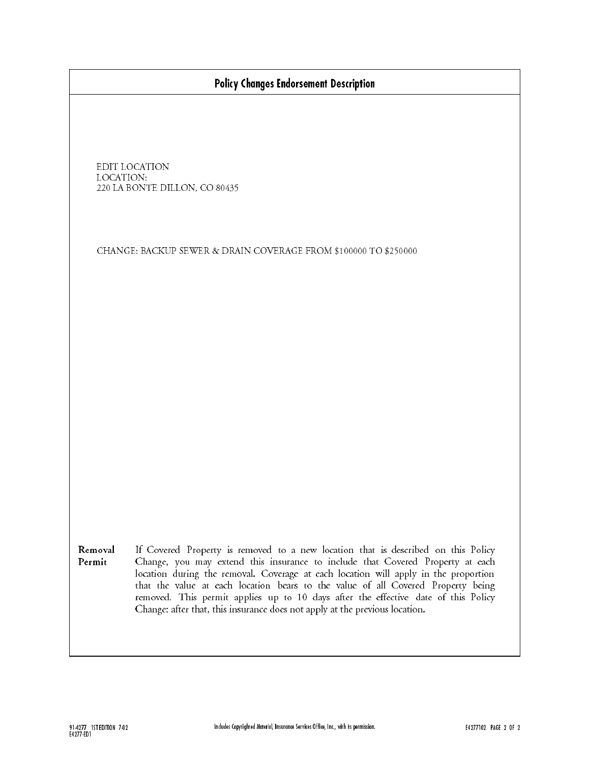## Policy Changes Endorsement Description

EDIT LOCATION
LOCATION:
220 LA BONTE DILLON, CO 80435

CHANGE: BACKUP SEWER & DRAIN COVERAGE FROM $100000 TO $250000

**Removal Permit** If Covered Property is removed to a new location that is described on this Policy Change, you may extend this insurance to include that Covered Property at each location during the removal. Coverage at each location will apply in the proportion that the value at each location bears to the value of all Covered Property being removed. This permit applies up to 10 days after the effective date of this Policy Change: after that, this insurance does not apply at the previous location.

91-4277 1STEDITION 7-02
E4277-ED1

Includes Copyrighted Material, Insurance Services Office, Inc., with its permission.

E4277102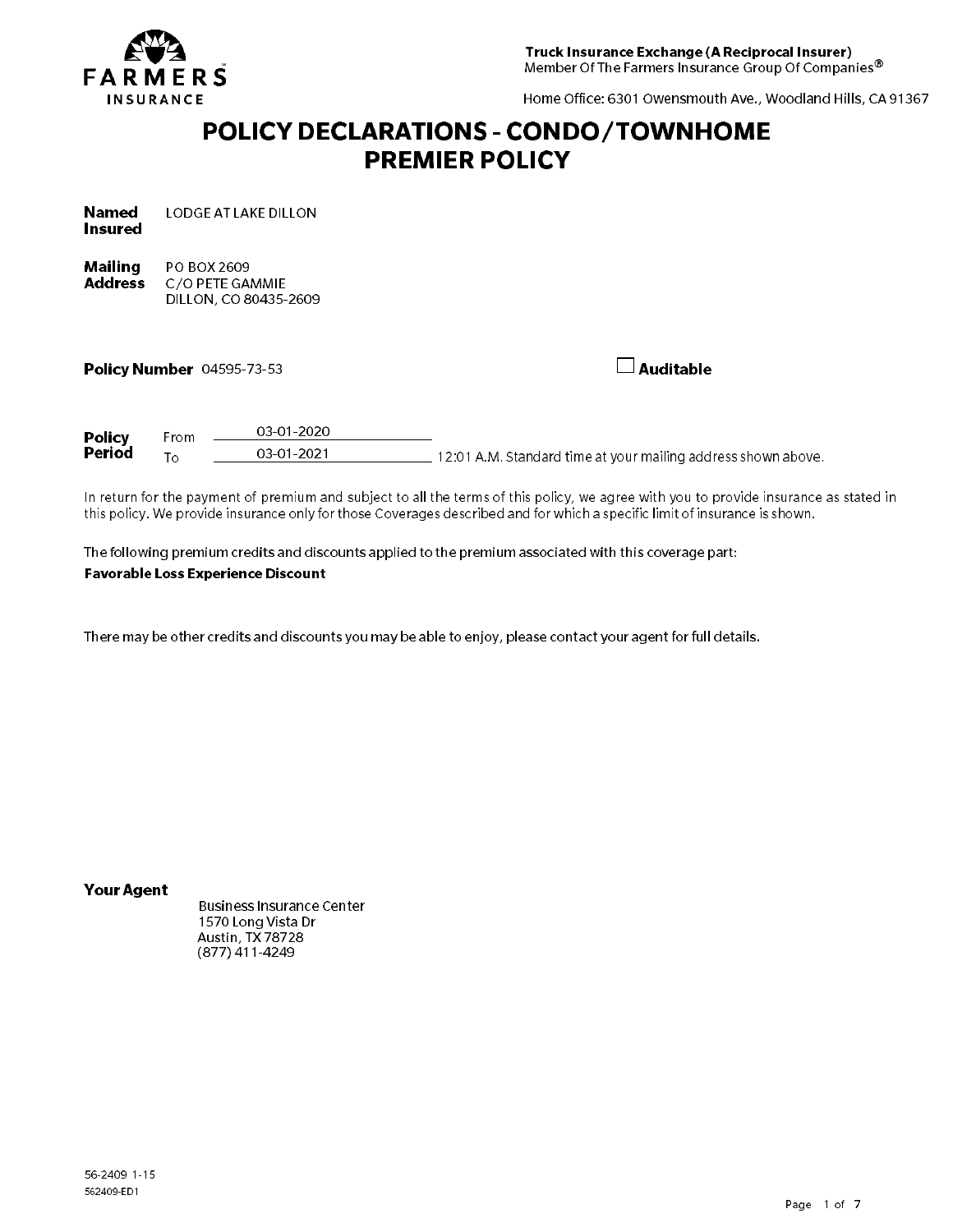FARMERS INSURANCE

**Truck Insurance Exchange (A Reciprocal Insurer)**
Member Of The Farmers Insurance Group Of Companies®

Home Office: 6301 Owensmouth Ave., Woodland Hills, CA 91367

# POLICY DECLARATIONS - CONDO/TOWNHOME PREMIER POLICY

**Named Insured** LODGE AT LAKE DILLON

**Mailing Address** PO BOX 2609
C/O PETE GAMMIE
DILLON, CO 80435-2609

**Policy Number** 04595-73-53

☐ **Auditable**

**Policy Period** From 03-01-2020 To 03-01-2021 12:01 A.M. Standard time at your mailing address shown above.

In return for the payment of premium and subject to all the terms of this policy, we agree with you to provide insurance as stated in this policy. We provide insurance only for those Coverages described and for which a specific limit of insurance is shown.

The following premium credits and discounts applied to the premium associated with this coverage part:

**Favorable Loss Experience Discount**

There may be other credits and discounts you may be able to enjoy, please contact your agent for full details.

**Your Agent**

Business Insurance Center
1570 Long Vista Dr
Austin, TX 78728
(877) 411-4249

56-2409 1-15
562409-ED1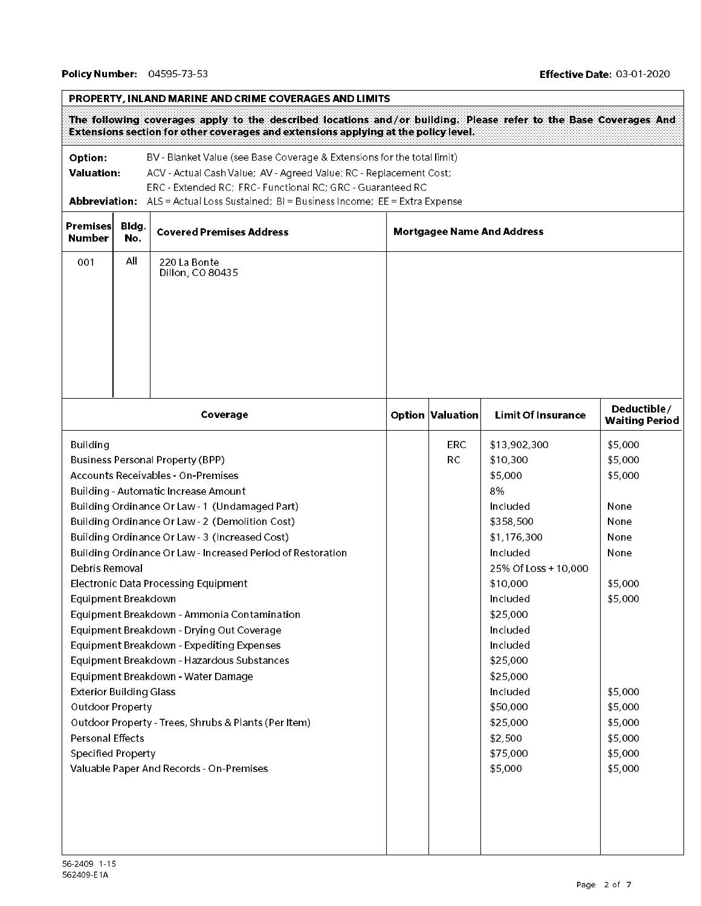**Policy Number:** 04595-73-53 **Effective Date:** 03-01-2020

## PROPERTY, INLAND MARINE AND CRIME COVERAGES AND LIMITS

**The following coverages apply to the described locations and/or building. Please refer to the Base Coverages And Extensions section for other coverages and extensions applying at the policy level.**

**Option:** BV - Blanket Value (see Base Coverage & Extensions for the total limit)
**Valuation:** ACV - Actual Cash Value; AV - Agreed Value; RC - Replacement Cost; ERC - Extended RC; FRC- Functional RC; GRC - Guaranteed RC
**Abbreviation:** ALS = Actual Loss Sustained; BI = Business Income; EE = Extra Expense

| Premises Number | Bldg. No. | Covered Premises Address | Mortgagee Name And Address |
|---|---|---|---|
| 001 | All | 220 La Bonte<br>Dillon, CO 80435 | |

| Coverage | Option | Valuation | Limit Of Insurance | Deductible/ Waiting Period |
|---|---|---|---|---|
| Building | | ERC | $13,902,300 | $5,000 |
| Business Personal Property (BPP) | | RC | $10,300 | $5,000 |
| Accounts Receivables - On-Premises | | | $5,000 | $5,000 |
| Building - Automatic Increase Amount | | | 8% | |
| Building Ordinance Or Law - 1 (Undamaged Part) | | | Included | None |
| Building Ordinance Or Law - 2 (Demolition Cost) | | | $358,500 | None |
| Building Ordinance Or Law - 3 (Increased Cost) | | | $1,176,300 | None |
| Building Ordinance Or Law - Increased Period of Restoration | | | Included | None |
| Debris Removal | | | 25% Of Loss + 10,000 | |
| Electronic Data Processing Equipment | | | $10,000 | $5,000 |
| Equipment Breakdown | | | Included | $5,000 |
| Equipment Breakdown - Ammonia Contamination | | | $25,000 | |
| Equipment Breakdown - Drying Out Coverage | | | Included | |
| Equipment Breakdown - Expediting Expenses | | | Included | |
| Equipment Breakdown - Hazardous Substances | | | $25,000 | |
| Equipment Breakdown - Water Damage | | | $25,000 | |
| Exterior Building Glass | | | Included | $5,000 |
| Outdoor Property | | | $50,000 | $5,000 |
| Outdoor Property - Trees, Shrubs & Plants (Per Item) | | | $25,000 | $5,000 |
| Personal Effects | | | $2,500 | $5,000 |
| Specified Property | | | $75,000 | $5,000 |
| Valuable Paper And Records - On-Premises | | | $5,000 | $5,000 |

56-2409 1-15
562409-E1A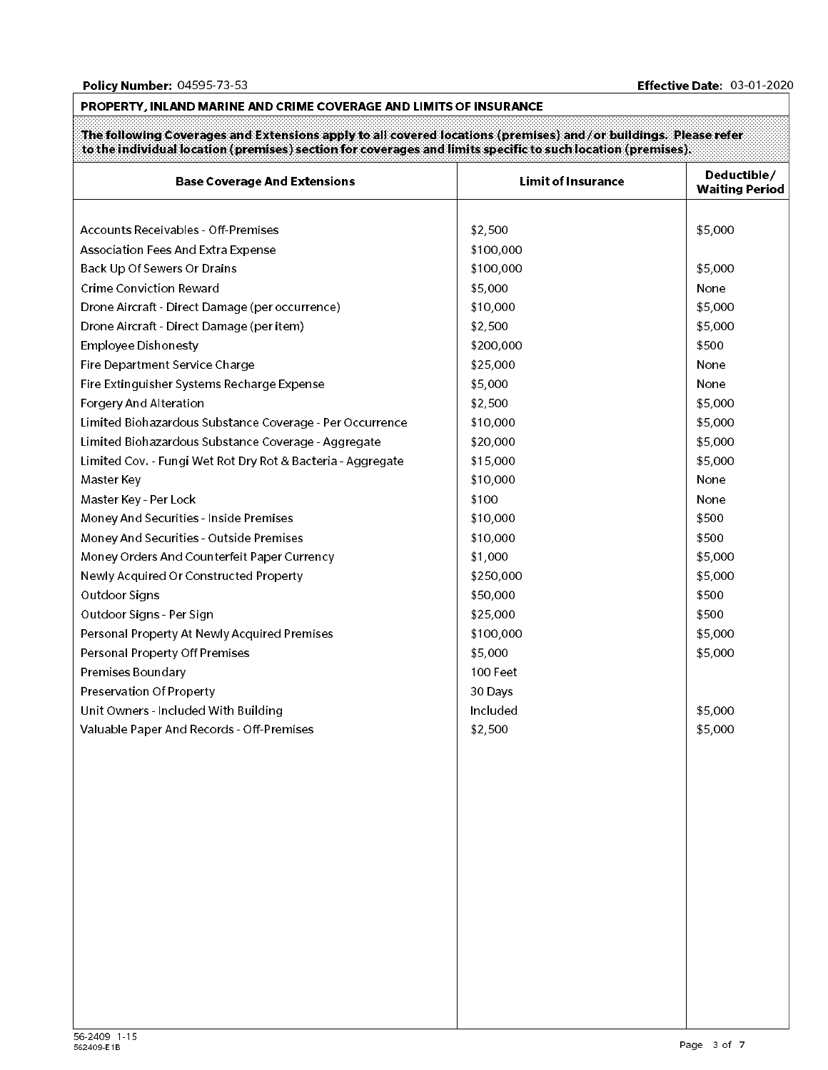**Policy Number:** 04595-73-53 **Effective Date:** 03-01-2020

## PROPERTY, INLAND MARINE AND CRIME COVERAGE AND LIMITS OF INSURANCE

**The following Coverages and Extensions apply to all covered locations (premises) and/or buildings. Please refer to the individual location (premises) section for coverages and limits specific to such location (premises).**

| Base Coverage And Extensions | Limit of Insurance | Deductible/ Waiting Period |
|---|---|---|
| Accounts Receivables - Off-Premises | $2,500 | $5,000 |
| Association Fees And Extra Expense | $100,000 | |
| Back Up Of Sewers Or Drains | $100,000 | $5,000 |
| Crime Conviction Reward | $5,000 | None |
| Drone Aircraft - Direct Damage (per occurrence) | $10,000 | $5,000 |
| Drone Aircraft - Direct Damage (per item) | $2,500 | $5,000 |
| Employee Dishonesty | $200,000 | $500 |
| Fire Department Service Charge | $25,000 | None |
| Fire Extinguisher Systems Recharge Expense | $5,000 | None |
| Forgery And Alteration | $2,500 | $5,000 |
| Limited Biohazardous Substance Coverage - Per Occurrence | $10,000 | $5,000 |
| Limited Biohazardous Substance Coverage - Aggregate | $20,000 | $5,000 |
| Limited Cov. - Fungi Wet Rot Dry Rot & Bacteria - Aggregate | $15,000 | $5,000 |
| Master Key | $10,000 | None |
| Master Key - Per Lock | $100 | None |
| Money And Securities - Inside Premises | $10,000 | $500 |
| Money And Securities - Outside Premises | $10,000 | $500 |
| Money Orders And Counterfeit Paper Currency | $1,000 | $5,000 |
| Newly Acquired Or Constructed Property | $250,000 | $5,000 |
| Outdoor Signs | $50,000 | $500 |
| Outdoor Signs - Per Sign | $25,000 | $500 |
| Personal Property At Newly Acquired Premises | $100,000 | $5,000 |
| Personal Property Off Premises | $5,000 | $5,000 |
| Premises Boundary | 100 Feet | |
| Preservation Of Property | 30 Days | |
| Unit Owners - Included With Building | Included | $5,000 |
| Valuable Paper And Records - Off-Premises | $2,500 | $5,000 |

56-2409 1-15
562409-E1B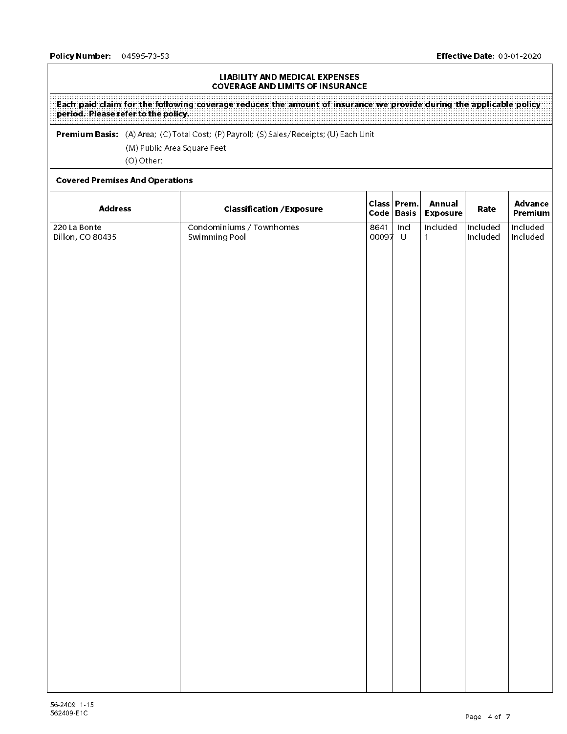**Policy Number:** 04595-73-53 **Effective Date:** 03-01-2020

## LIABILITY AND MEDICAL EXPENSES
## COVERAGE AND LIMITS OF INSURANCE

**Each paid claim for the following coverage reduces the amount of insurance we provide during the applicable policy period. Please refer to the policy.**

**Premium Basis:** (A) Area; (C) Total Cost; (P) Payroll; (S) Sales/Receipts; (U) Each Unit
(M) Public Area Square Feet
(O) Other:

**Covered Premises And Operations**

| Address | Classification /Exposure | Class Code | Prem. Basis | Annual Exposure | Rate | Advance Premium |
|---|---|---|---|---|---|---|
| 220 La Bonte<br>Dillon, CO 80435 | Condominiums / Townhomes | 8641 | Incl | Included | Included | Included |
| | Swimming Pool | 00097 | U | 1 | Included | Included |

56-2409 1-15
562409-E1C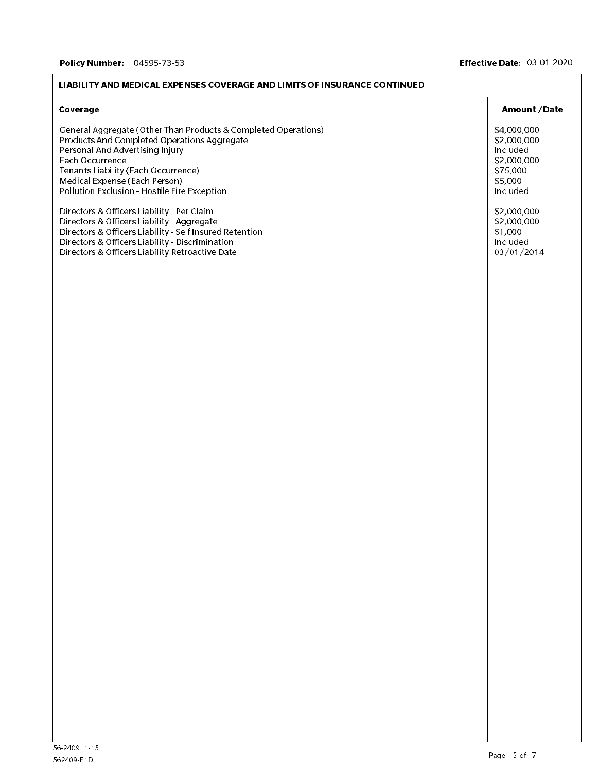**Policy Number:** 04595-73-53 **Effective Date:** 03-01-2020

| LIABILITY AND MEDICAL EXPENSES COVERAGE AND LIMITS OF INSURANCE CONTINUED | |
|---|---|
| **Coverage** | **Amount /Date** |
| General Aggregate (Other Than Products & Completed Operations) | $4,000,000 |
| Products And Completed Operations Aggregate | $2,000,000 |
| Personal And Advertising Injury | Included |
| Each Occurrence | $2,000,000 |
| Tenants Liability (Each Occurrence) | $75,000 |
| Medical Expense (Each Person) | $5,000 |
| Pollution Exclusion - Hostile Fire Exception | Included |
| | |
| Directors & Officers Liability - Per Claim | $2,000,000 |
| Directors & Officers Liability - Aggregate | $2,000,000 |
| Directors & Officers Liability - Self Insured Retention | $1,000 |
| Directors & Officers Liability - Discrimination | Included |
| Directors & Officers Liability Retroactive Date | 03/01/2014 |

56-2409 1-15
562409-E1D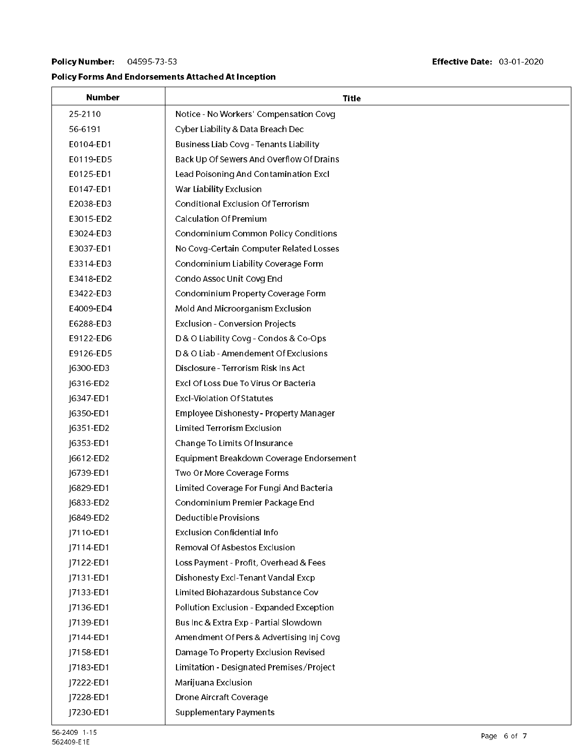**Policy Number:** 04595-73-53 **Effective Date:** 03-01-2020

**Policy Forms And Endorsements Attached At Inception**

| Number | Title |
|---|---|
| 25-2110 | Notice - No Workers' Compensation Covg |
| 56-6191 | Cyber Liability & Data Breach Dec |
| E0104-ED1 | Business Liab Covg - Tenants Liability |
| E0119-ED5 | Back Up Of Sewers And Overflow Of Drains |
| E0125-ED1 | Lead Poisoning And Contamination Excl |
| E0147-ED1 | War Liability Exclusion |
| E2038-ED3 | Conditional Exclusion Of Terrorism |
| E3015-ED2 | Calculation Of Premium |
| E3024-ED3 | Condominium Common Policy Conditions |
| E3037-ED1 | No Covg-Certain Computer Related Losses |
| E3314-ED3 | Condominium Liability Coverage Form |
| E3418-ED2 | Condo Assoc Unit Covg End |
| E3422-ED3 | Condominium Property Coverage Form |
| E4009-ED4 | Mold And Microorganism Exclusion |
| E6288-ED3 | Exclusion - Conversion Projects |
| E9122-ED6 | D & O Liability Covg - Condos & Co-Ops |
| E9126-ED5 | D & O Liab - Amendement Of Exclusions |
| J6300-ED3 | Disclosure - Terrorism Risk Ins Act |
| J6316-ED2 | Excl Of Loss Due To Virus Or Bacteria |
| J6347-ED1 | Excl-Violation Of Statutes |
| J6350-ED1 | Employee Dishonesty - Property Manager |
| J6351-ED2 | Limited Terrorism Exclusion |
| J6353-ED1 | Change To Limits Of Insurance |
| J6612-ED2 | Equipment Breakdown Coverage Endorsement |
| J6739-ED1 | Two Or More Coverage Forms |
| J6829-ED1 | Limited Coverage For Fungi And Bacteria |
| J6833-ED2 | Condominium Premier Package End |
| J6849-ED2 | Deductible Provisions |
| J7110-ED1 | Exclusion Confidential Info |
| J7114-ED1 | Removal Of Asbestos Exclusion |
| J7122-ED1 | Loss Payment - Profit, Overhead & Fees |
| J7131-ED1 | Dishonesty Excl-Tenant Vandal Excp |
| J7133-ED1 | Limited Biohazardous Substance Cov |
| J7136-ED1 | Pollution Exclusion - Expanded Exception |
| J7139-ED1 | Bus Inc & Extra Exp - Partial Slowdown |
| J7144-ED1 | Amendment Of Pers & Advertising Inj Covg |
| J7158-ED1 | Damage To Property Exclusion Revised |
| J7183-ED1 | Limitation - Designated Premises/Project |
| J7222-ED1 | Marijuana Exclusion |
| J7228-ED1 | Drone Aircraft Coverage |
| J7230-ED1 | Supplementary Payments |

56-2409 1-15
562409-E1E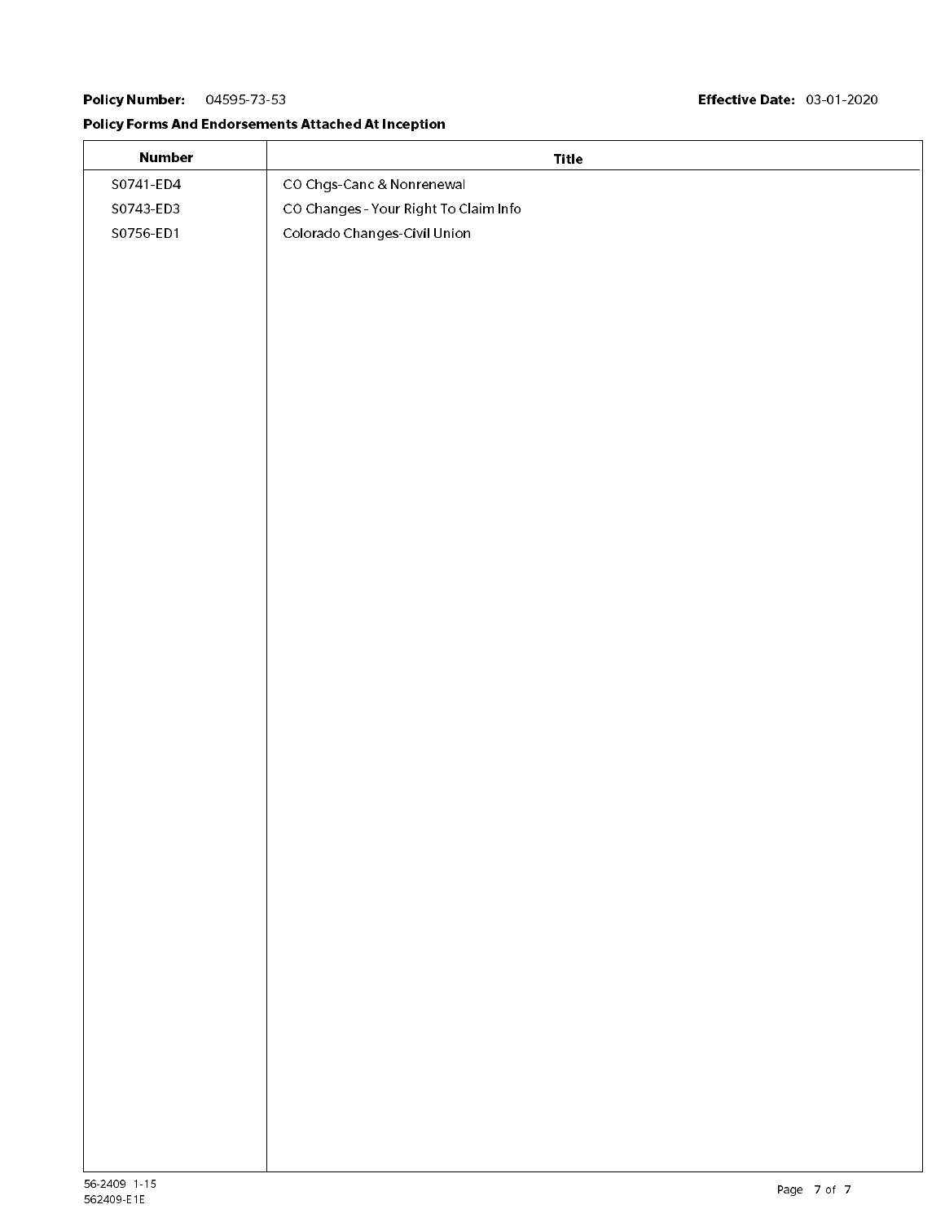**Policy Number:** 04595-73-53 **Effective Date:** 03-01-2020

**Policy Forms And Endorsements Attached At Inception**

| Number | Title |
|---|---|
| S0741-ED4 | CO Chgs-Canc & Nonrenewal |
| S0743-ED3 | CO Changes - Your Right To Claim Info |
| S0756-ED1 | Colorado Changes-Civil Union |

56-2409 1-15
562409-E1E